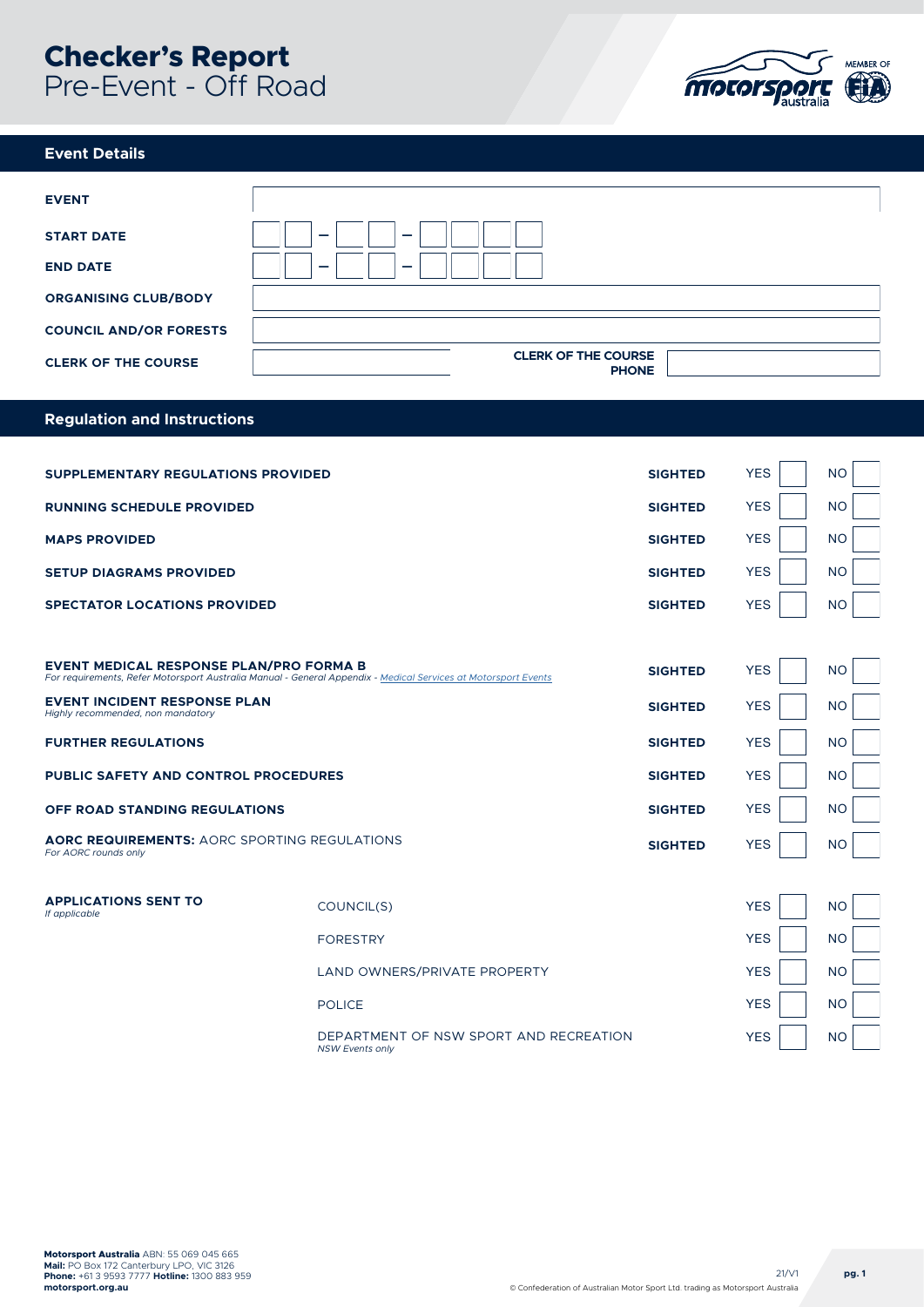# Checker's Report
Pre-Event - Off Road

## Event Details

| | |
|---|---|
| **EVENT** | |
| **START DATE** | __ __ – __ __ – __ __ __ __ |
| **END DATE** | __ __ – __ __ – __ __ __ __ |
| **ORGANISING CLUB/BODY** | |
| **COUNCIL AND/OR FORESTS** | |
| **CLERK OF THE COURSE** | |
| **CLERK OF THE COURSE PHONE** | |

## Regulation and Instructions

| | | | |
|---|---|---|---|
| **SUPPLEMENTARY REGULATIONS PROVIDED** | **SIGHTED** | YES | NO |
| **RUNNING SCHEDULE PROVIDED** | **SIGHTED** | YES | NO |
| **MAPS PROVIDED** | **SIGHTED** | YES | NO |
| **SETUP DIAGRAMS PROVIDED** | **SIGHTED** | YES | NO |
| **SPECTATOR LOCATIONS PROVIDED** | **SIGHTED** | YES | NO |

| | | | |
|---|---|---|---|
| **EVENT MEDICAL RESPONSE PLAN/PRO FORMA B** *For requirements, Refer Motorsport Australia Manual - General Appendix - Medical Services at Motorsport Events* | **SIGHTED** | YES | NO |
| **EVENT INCIDENT RESPONSE PLAN** *Highly recommended, non mandatory* | **SIGHTED** | YES | NO |
| **FURTHER REGULATIONS** | **SIGHTED** | YES | NO |
| **PUBLIC SAFETY AND CONTROL PROCEDURES** | **SIGHTED** | YES | NO |
| **OFF ROAD STANDING REGULATIONS** | **SIGHTED** | YES | NO |
| **AORC REQUIREMENTS:** AORC SPORTING REGULATIONS *For AORC rounds only* | **SIGHTED** | YES | NO |

| | | | |
|---|---|---|---|
| **APPLICATIONS SENT TO** *If applicable* | COUNCIL(S) | YES | NO |
| | FORESTRY | YES | NO |
| | LAND OWNERS/PRIVATE PROPERTY | YES | NO |
| | POLICE | YES | NO |
| | DEPARTMENT OF NSW SPORT AND RECREATION *NSW Events only* | YES | NO |

**Motorsport Australia** ABN: 55 069 045 665
**Mail:** PO Box 172 Canterbury LPO, VIC 3126
**Phone:** +61 3 9593 7777 **Hotline:** 1300 883 959
**motorsport.org.au**

21/V1

© Confederation of Australian Motor Sport Ltd. trading as Motorsport Australia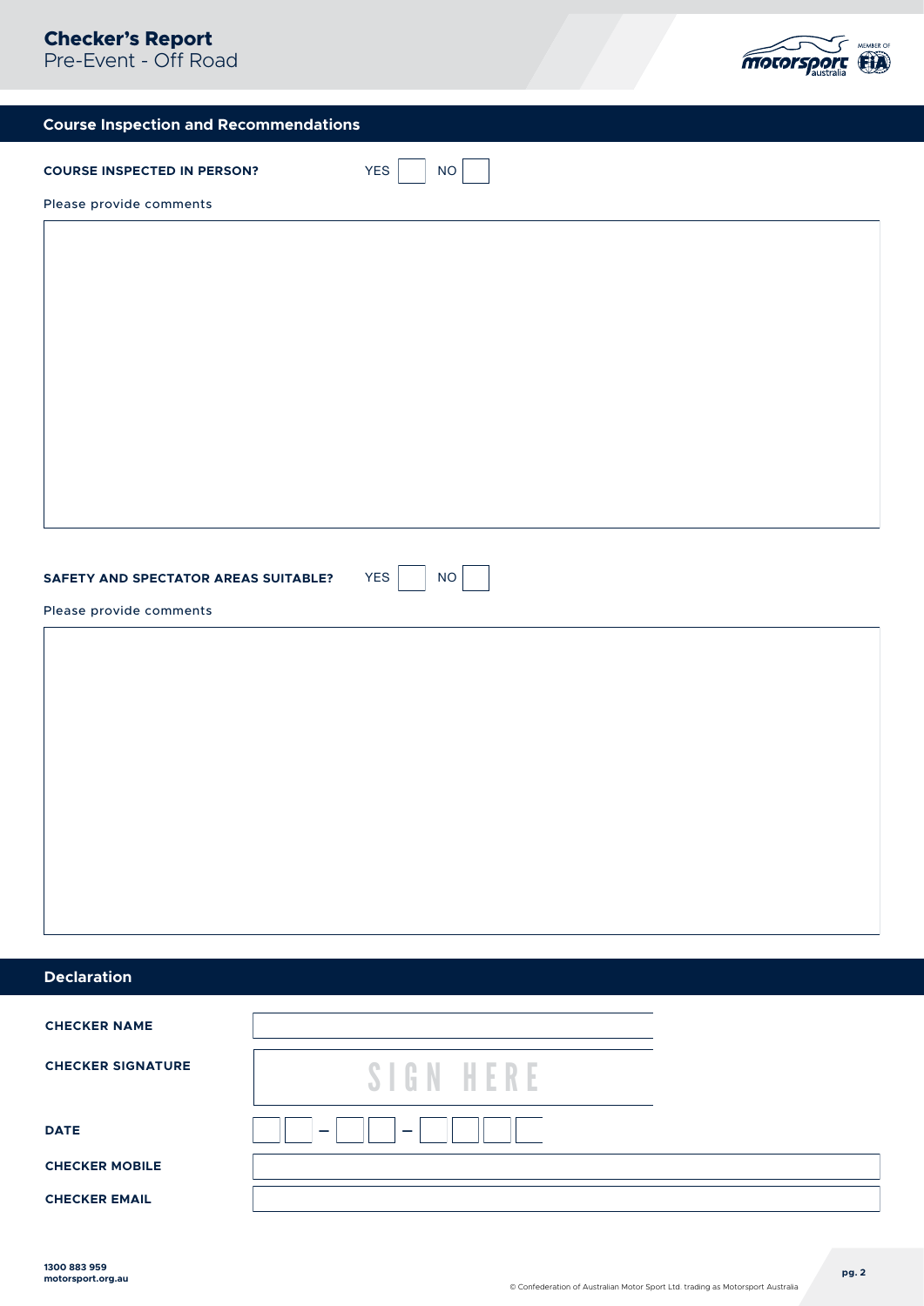## Course Inspection and Recommendations

**COURSE INSPECTED IN PERSON?** YES ☐ NO ☐

Please provide comments

**SAFETY AND SPECTATOR AREAS SUITABLE?** YES ☐ NO ☐

Please provide comments

## Declaration

| | |
|---|---|
| **CHECKER NAME** | |
| **CHECKER SIGNATURE** | SIGN HERE |
| **DATE** | __ __ – __ __ – __ __ __ __ |
| **CHECKER MOBILE** | |
| **CHECKER EMAIL** | |

**1300 883 959**
**motorsport.org.au**

© Confederation of Australian Motor Sport Ltd. trading as Motorsport Australia